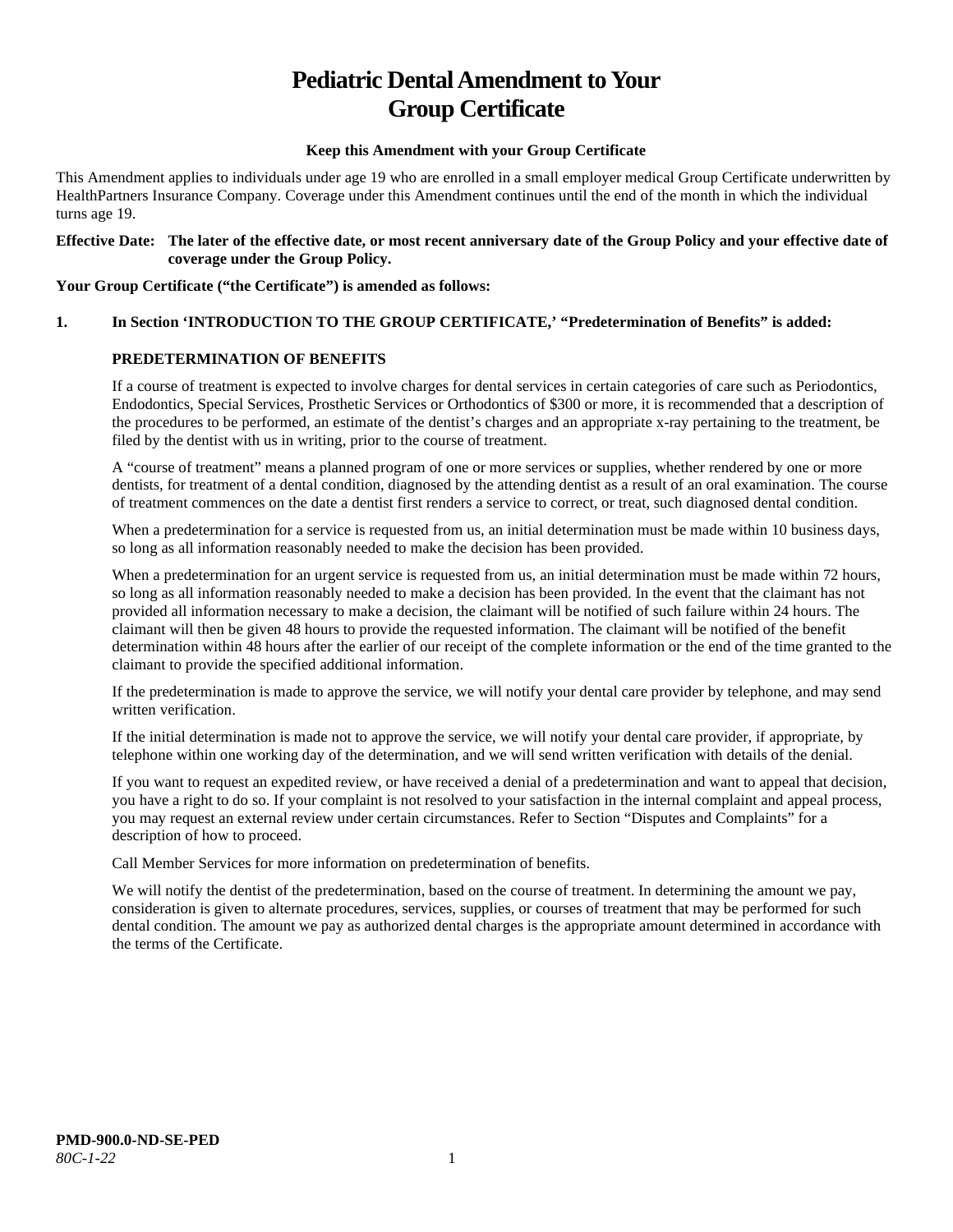# Pediatric Dental Amendment to Your Group Certificate

**Keep this Amendment with your Group Certificate**

This Amendment applies to individuals under age 19 who are enrolled in a small employer medical Group Certificate underwritten by HealthPartners Insurance Company. Coverage under this Amendment continues until the end of the month in which the individual turns age 19.

**Effective Date: The later of the effective date, or most recent anniversary date of the Group Policy and your effective date of coverage under the Group Policy.**

**Your Group Certificate ("the Certificate") is amended as follows:**

**1. In Section 'INTRODUCTION TO THE GROUP CERTIFICATE,' "Predetermination of Benefits" is added:**

**PREDETERMINATION OF BENEFITS**

If a course of treatment is expected to involve charges for dental services in certain categories of care such as Periodontics, Endodontics, Special Services, Prosthetic Services or Orthodontics of $300 or more, it is recommended that a description of the procedures to be performed, an estimate of the dentist's charges and an appropriate x-ray pertaining to the treatment, be filed by the dentist with us in writing, prior to the course of treatment.

A "course of treatment" means a planned program of one or more services or supplies, whether rendered by one or more dentists, for treatment of a dental condition, diagnosed by the attending dentist as a result of an oral examination. The course of treatment commences on the date a dentist first renders a service to correct, or treat, such diagnosed dental condition.

When a predetermination for a service is requested from us, an initial determination must be made within 10 business days, so long as all information reasonably needed to make the decision has been provided.

When a predetermination for an urgent service is requested from us, an initial determination must be made within 72 hours, so long as all information reasonably needed to make a decision has been provided. In the event that the claimant has not provided all information necessary to make a decision, the claimant will be notified of such failure within 24 hours. The claimant will then be given 48 hours to provide the requested information. The claimant will be notified of the benefit determination within 48 hours after the earlier of our receipt of the complete information or the end of the time granted to the claimant to provide the specified additional information.

If the predetermination is made to approve the service, we will notify your dental care provider by telephone, and may send written verification.

If the initial determination is made not to approve the service, we will notify your dental care provider, if appropriate, by telephone within one working day of the determination, and we will send written verification with details of the denial.

If you want to request an expedited review, or have received a denial of a predetermination and want to appeal that decision, you have a right to do so. If your complaint is not resolved to your satisfaction in the internal complaint and appeal process, you may request an external review under certain circumstances. Refer to Section "Disputes and Complaints" for a description of how to proceed.

Call Member Services for more information on predetermination of benefits.

We will notify the dentist of the predetermination, based on the course of treatment. In determining the amount we pay, consideration is given to alternate procedures, services, supplies, or courses of treatment that may be performed for such dental condition. The amount we pay as authorized dental charges is the appropriate amount determined in accordance with the terms of the Certificate.

**PMD-900.0-ND-SE-PED**
*80C-1-22*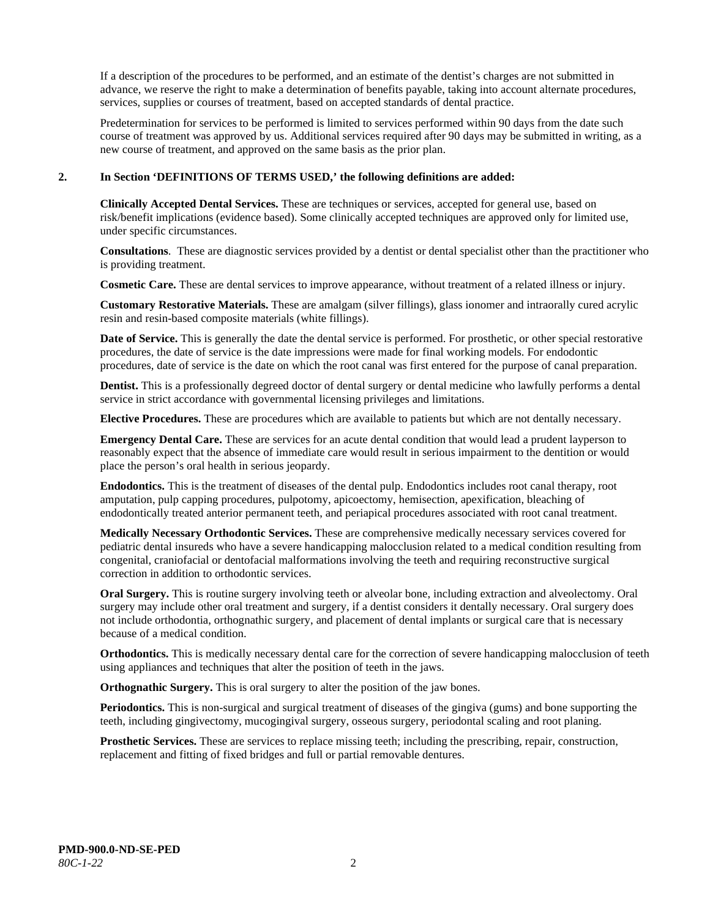If a description of the procedures to be performed, and an estimate of the dentist's charges are not submitted in advance, we reserve the right to make a determination of benefits payable, taking into account alternate procedures, services, supplies or courses of treatment, based on accepted standards of dental practice.

Predetermination for services to be performed is limited to services performed within 90 days from the date such course of treatment was approved by us. Additional services required after 90 days may be submitted in writing, as a new course of treatment, and approved on the same basis as the prior plan.

**2. In Section 'DEFINITIONS OF TERMS USED,' the following definitions are added:**

**Clinically Accepted Dental Services.** These are techniques or services, accepted for general use, based on risk/benefit implications (evidence based). Some clinically accepted techniques are approved only for limited use, under specific circumstances.

**Consultations**. These are diagnostic services provided by a dentist or dental specialist other than the practitioner who is providing treatment.

**Cosmetic Care.** These are dental services to improve appearance, without treatment of a related illness or injury.

**Customary Restorative Materials.** These are amalgam (silver fillings), glass ionomer and intraorally cured acrylic resin and resin-based composite materials (white fillings).

**Date of Service.** This is generally the date the dental service is performed. For prosthetic, or other special restorative procedures, the date of service is the date impressions were made for final working models. For endodontic procedures, date of service is the date on which the root canal was first entered for the purpose of canal preparation.

**Dentist.** This is a professionally degreed doctor of dental surgery or dental medicine who lawfully performs a dental service in strict accordance with governmental licensing privileges and limitations.

**Elective Procedures.** These are procedures which are available to patients but which are not dentally necessary.

**Emergency Dental Care.** These are services for an acute dental condition that would lead a prudent layperson to reasonably expect that the absence of immediate care would result in serious impairment to the dentition or would place the person's oral health in serious jeopardy.

**Endodontics.** This is the treatment of diseases of the dental pulp. Endodontics includes root canal therapy, root amputation, pulp capping procedures, pulpotomy, apicoectomy, hemisection, apexification, bleaching of endodontically treated anterior permanent teeth, and periapical procedures associated with root canal treatment.

**Medically Necessary Orthodontic Services.** These are comprehensive medically necessary services covered for pediatric dental insureds who have a severe handicapping malocclusion related to a medical condition resulting from congenital, craniofacial or dentofacial malformations involving the teeth and requiring reconstructive surgical correction in addition to orthodontic services.

**Oral Surgery.** This is routine surgery involving teeth or alveolar bone, including extraction and alveolectomy. Oral surgery may include other oral treatment and surgery, if a dentist considers it dentally necessary. Oral surgery does not include orthodontia, orthognathic surgery, and placement of dental implants or surgical care that is necessary because of a medical condition.

**Orthodontics.** This is medically necessary dental care for the correction of severe handicapping malocclusion of teeth using appliances and techniques that alter the position of teeth in the jaws.

**Orthognathic Surgery.** This is oral surgery to alter the position of the jaw bones.

**Periodontics.** This is non-surgical and surgical treatment of diseases of the gingiva (gums) and bone supporting the teeth, including gingivectomy, mucogingival surgery, osseous surgery, periodontal scaling and root planing.

**Prosthetic Services.** These are services to replace missing teeth; including the prescribing, repair, construction, replacement and fitting of fixed bridges and full or partial removable dentures.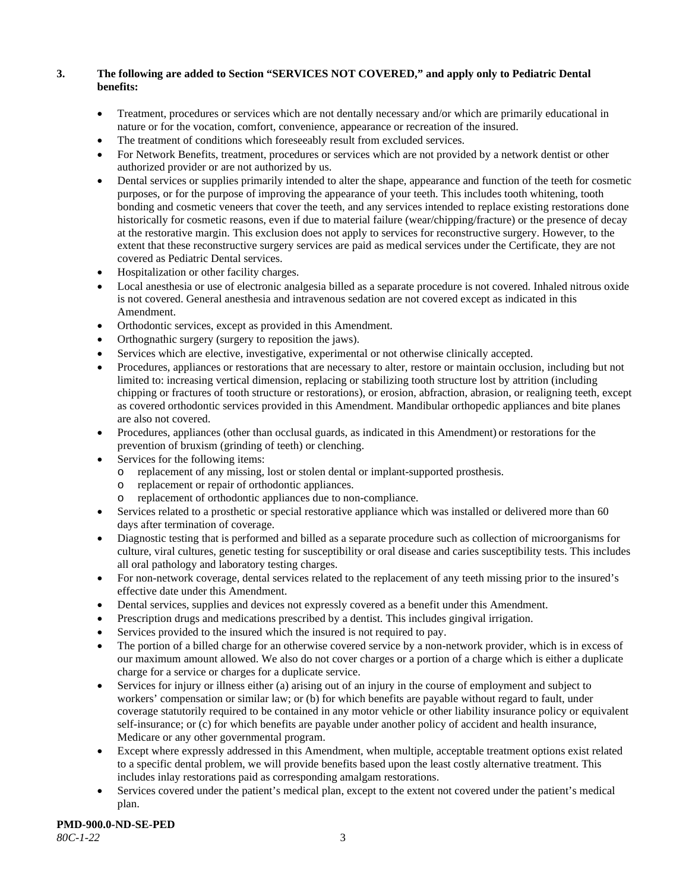**3. The following are added to Section "SERVICES NOT COVERED," and apply only to Pediatric Dental benefits:**

- Treatment, procedures or services which are not dentally necessary and/or which are primarily educational in nature or for the vocation, comfort, convenience, appearance or recreation of the insured.
- The treatment of conditions which foreseeably result from excluded services.
- For Network Benefits, treatment, procedures or services which are not provided by a network dentist or other authorized provider or are not authorized by us.
- Dental services or supplies primarily intended to alter the shape, appearance and function of the teeth for cosmetic purposes, or for the purpose of improving the appearance of your teeth. This includes tooth whitening, tooth bonding and cosmetic veneers that cover the teeth, and any services intended to replace existing restorations done historically for cosmetic reasons, even if due to material failure (wear/chipping/fracture) or the presence of decay at the restorative margin. This exclusion does not apply to services for reconstructive surgery. However, to the extent that these reconstructive surgery services are paid as medical services under the Certificate, they are not covered as Pediatric Dental services.
- Hospitalization or other facility charges.
- Local anesthesia or use of electronic analgesia billed as a separate procedure is not covered. Inhaled nitrous oxide is not covered. General anesthesia and intravenous sedation are not covered except as indicated in this Amendment.
- Orthodontic services, except as provided in this Amendment.
- Orthognathic surgery (surgery to reposition the jaws).
- Services which are elective, investigative, experimental or not otherwise clinically accepted.
- Procedures, appliances or restorations that are necessary to alter, restore or maintain occlusion, including but not limited to: increasing vertical dimension, replacing or stabilizing tooth structure lost by attrition (including chipping or fractures of tooth structure or restorations), or erosion, abfraction, abrasion, or realigning teeth, except as covered orthodontic services provided in this Amendment. Mandibular orthopedic appliances and bite planes are also not covered.
- Procedures, appliances (other than occlusal guards, as indicated in this Amendment) or restorations for the prevention of bruxism (grinding of teeth) or clenching.
- Services for the following items:
  - replacement of any missing, lost or stolen dental or implant-supported prosthesis.
  - replacement or repair of orthodontic appliances.
  - replacement of orthodontic appliances due to non-compliance.
- Services related to a prosthetic or special restorative appliance which was installed or delivered more than 60 days after termination of coverage.
- Diagnostic testing that is performed and billed as a separate procedure such as collection of microorganisms for culture, viral cultures, genetic testing for susceptibility or oral disease and caries susceptibility tests. This includes all oral pathology and laboratory testing charges.
- For non-network coverage, dental services related to the replacement of any teeth missing prior to the insured's effective date under this Amendment.
- Dental services, supplies and devices not expressly covered as a benefit under this Amendment.
- Prescription drugs and medications prescribed by a dentist. This includes gingival irrigation.
- Services provided to the insured which the insured is not required to pay.
- The portion of a billed charge for an otherwise covered service by a non-network provider, which is in excess of our maximum amount allowed. We also do not cover charges or a portion of a charge which is either a duplicate charge for a service or charges for a duplicate service.
- Services for injury or illness either (a) arising out of an injury in the course of employment and subject to workers' compensation or similar law; or (b) for which benefits are payable without regard to fault, under coverage statutorily required to be contained in any motor vehicle or other liability insurance policy or equivalent self-insurance; or (c) for which benefits are payable under another policy of accident and health insurance, Medicare or any other governmental program.
- Except where expressly addressed in this Amendment, when multiple, acceptable treatment options exist related to a specific dental problem, we will provide benefits based upon the least costly alternative treatment. This includes inlay restorations paid as corresponding amalgam restorations.
- Services covered under the patient's medical plan, except to the extent not covered under the patient's medical plan.

**PMD-900.0-ND-SE-PED**
*80C-1-22*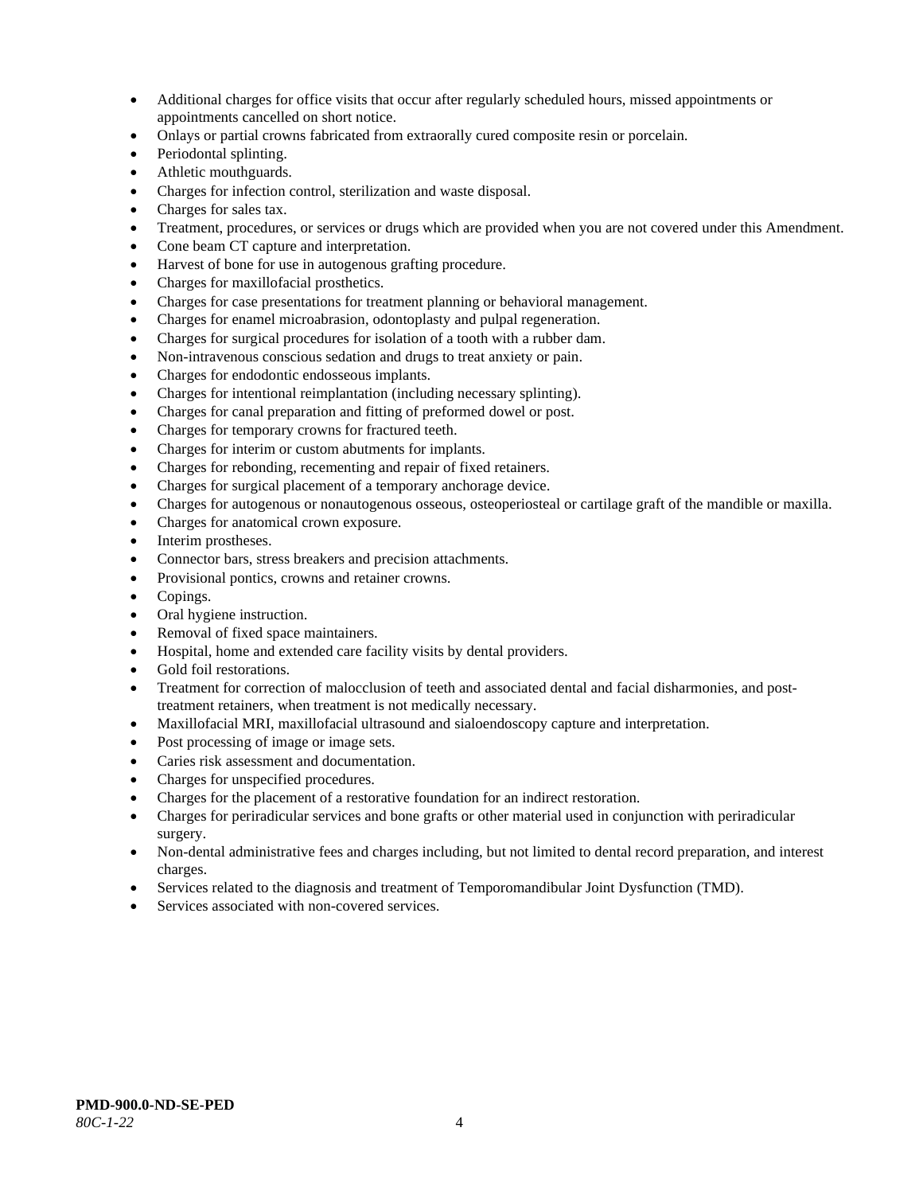- Additional charges for office visits that occur after regularly scheduled hours, missed appointments or appointments cancelled on short notice.
- Onlays or partial crowns fabricated from extraorally cured composite resin or porcelain.
- Periodontal splinting.
- Athletic mouthguards.
- Charges for infection control, sterilization and waste disposal.
- Charges for sales tax.
- Treatment, procedures, or services or drugs which are provided when you are not covered under this Amendment.
- Cone beam CT capture and interpretation.
- Harvest of bone for use in autogenous grafting procedure.
- Charges for maxillofacial prosthetics.
- Charges for case presentations for treatment planning or behavioral management.
- Charges for enamel microabrasion, odontoplasty and pulpal regeneration.
- Charges for surgical procedures for isolation of a tooth with a rubber dam.
- Non-intravenous conscious sedation and drugs to treat anxiety or pain.
- Charges for endodontic endosseous implants.
- Charges for intentional reimplantation (including necessary splinting).
- Charges for canal preparation and fitting of preformed dowel or post.
- Charges for temporary crowns for fractured teeth.
- Charges for interim or custom abutments for implants.
- Charges for rebonding, recementing and repair of fixed retainers.
- Charges for surgical placement of a temporary anchorage device.
- Charges for autogenous or nonautogenous osseous, osteoperiosteal or cartilage graft of the mandible or maxilla.
- Charges for anatomical crown exposure.
- Interim prostheses.
- Connector bars, stress breakers and precision attachments.
- Provisional pontics, crowns and retainer crowns.
- Copings.
- Oral hygiene instruction.
- Removal of fixed space maintainers.
- Hospital, home and extended care facility visits by dental providers.
- Gold foil restorations.
- Treatment for correction of malocclusion of teeth and associated dental and facial disharmonies, and post-treatment retainers, when treatment is not medically necessary.
- Maxillofacial MRI, maxillofacial ultrasound and sialoendoscopy capture and interpretation.
- Post processing of image or image sets.
- Caries risk assessment and documentation.
- Charges for unspecified procedures.
- Charges for the placement of a restorative foundation for an indirect restoration.
- Charges for periradicular services and bone grafts or other material used in conjunction with periradicular surgery.
- Non-dental administrative fees and charges including, but not limited to dental record preparation, and interest charges.
- Services related to the diagnosis and treatment of Temporomandibular Joint Dysfunction (TMD).
- Services associated with non-covered services.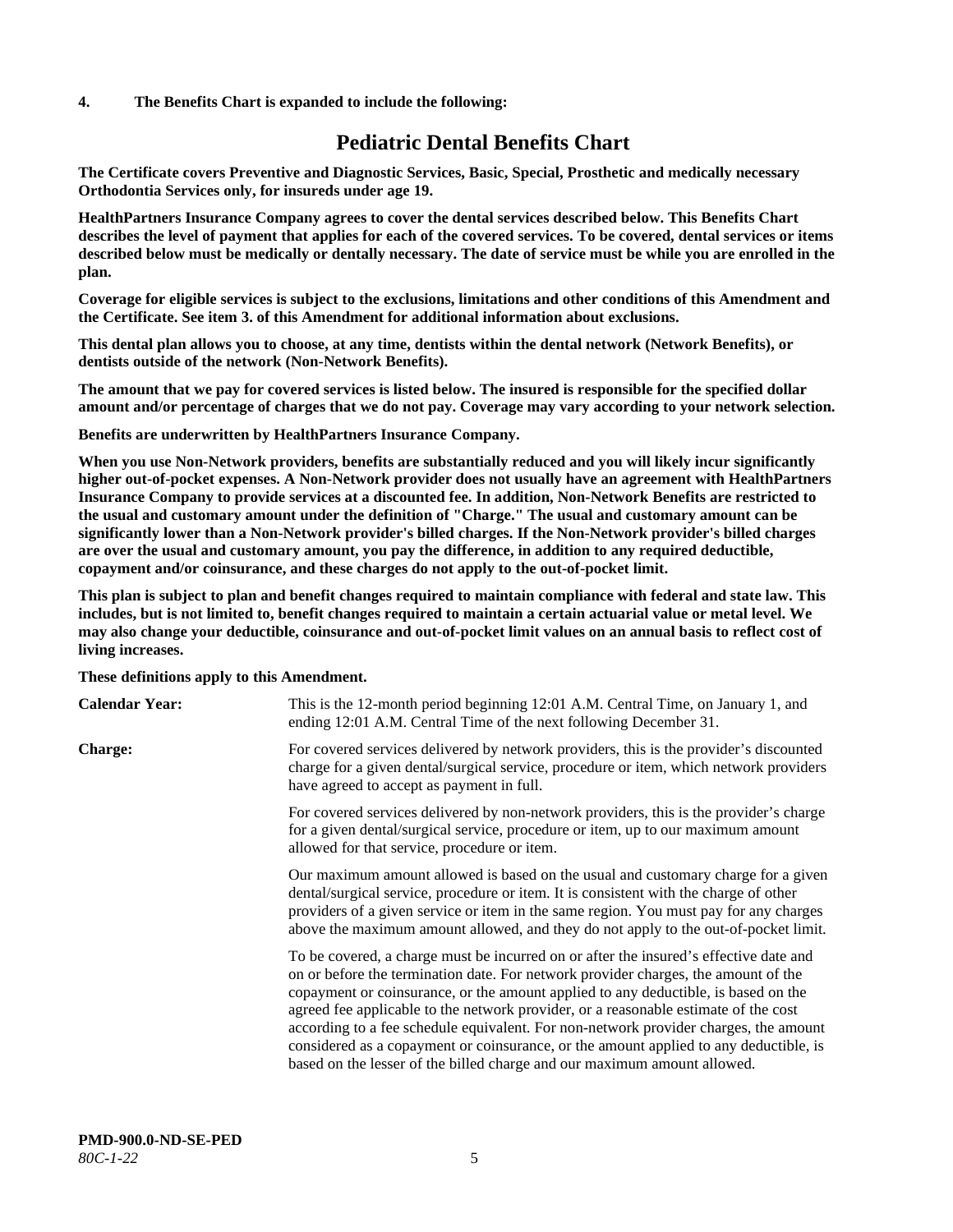**4. The Benefits Chart is expanded to include the following:**

# Pediatric Dental Benefits Chart

**The Certificate covers Preventive and Diagnostic Services, Basic, Special, Prosthetic and medically necessary Orthodontia Services only, for insureds under age 19.**

**HealthPartners Insurance Company agrees to cover the dental services described below. This Benefits Chart describes the level of payment that applies for each of the covered services. To be covered, dental services or items described below must be medically or dentally necessary. The date of service must be while you are enrolled in the plan.**

**Coverage for eligible services is subject to the exclusions, limitations and other conditions of this Amendment and the Certificate. See item 3. of this Amendment for additional information about exclusions.**

**This dental plan allows you to choose, at any time, dentists within the dental network (Network Benefits), or dentists outside of the network (Non-Network Benefits).**

**The amount that we pay for covered services is listed below. The insured is responsible for the specified dollar amount and/or percentage of charges that we do not pay. Coverage may vary according to your network selection.**

**Benefits are underwritten by HealthPartners Insurance Company.**

**When you use Non-Network providers, benefits are substantially reduced and you will likely incur significantly higher out-of-pocket expenses. A Non-Network provider does not usually have an agreement with HealthPartners Insurance Company to provide services at a discounted fee. In addition, Non-Network Benefits are restricted to the usual and customary amount under the definition of "Charge." The usual and customary amount can be significantly lower than a Non-Network provider's billed charges. If the Non-Network provider's billed charges are over the usual and customary amount, you pay the difference, in addition to any required deductible, copayment and/or coinsurance, and these charges do not apply to the out-of-pocket limit.**

**This plan is subject to plan and benefit changes required to maintain compliance with federal and state law. This includes, but is not limited to, benefit changes required to maintain a certain actuarial value or metal level. We may also change your deductible, coinsurance and out-of-pocket limit values on an annual basis to reflect cost of living increases.**

**These definitions apply to this Amendment.**

**Calendar Year:** This is the 12-month period beginning 12:01 A.M. Central Time, on January 1, and ending 12:01 A.M. Central Time of the next following December 31.

**Charge:** For covered services delivered by network providers, this is the provider's discounted charge for a given dental/surgical service, procedure or item, which network providers have agreed to accept as payment in full.

For covered services delivered by non-network providers, this is the provider's charge for a given dental/surgical service, procedure or item, up to our maximum amount allowed for that service, procedure or item.

Our maximum amount allowed is based on the usual and customary charge for a given dental/surgical service, procedure or item. It is consistent with the charge of other providers of a given service or item in the same region. You must pay for any charges above the maximum amount allowed, and they do not apply to the out-of-pocket limit.

To be covered, a charge must be incurred on or after the insured's effective date and on or before the termination date. For network provider charges, the amount of the copayment or coinsurance, or the amount applied to any deductible, is based on the agreed fee applicable to the network provider, or a reasonable estimate of the cost according to a fee schedule equivalent. For non-network provider charges, the amount considered as a copayment or coinsurance, or the amount applied to any deductible, is based on the lesser of the billed charge and our maximum amount allowed.

**PMD-900.0-ND-SE-PED**
*80C-1-22*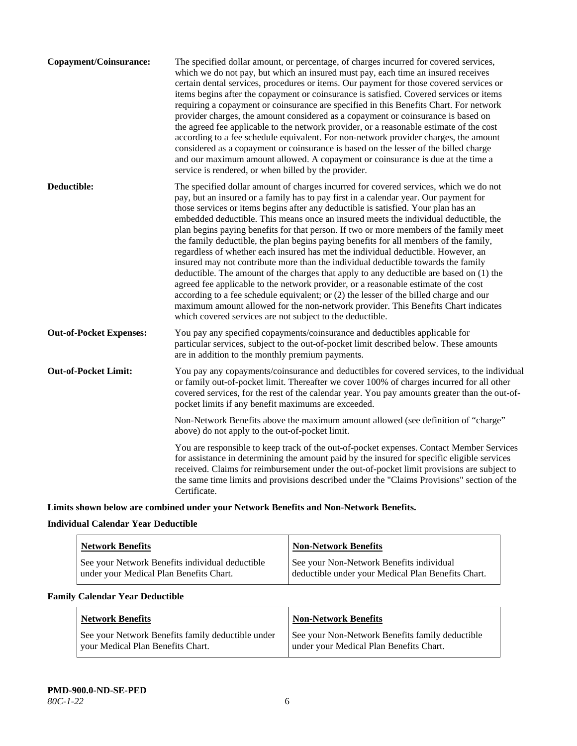**Copayment/Coinsurance:** The specified dollar amount, or percentage, of charges incurred for covered services, which we do not pay, but which an insured must pay, each time an insured receives certain dental services, procedures or items. Our payment for those covered services or items begins after the copayment or coinsurance is satisfied. Covered services or items requiring a copayment or coinsurance are specified in this Benefits Chart. For network provider charges, the amount considered as a copayment or coinsurance is based on the agreed fee applicable to the network provider, or a reasonable estimate of the cost according to a fee schedule equivalent. For non-network provider charges, the amount considered as a copayment or coinsurance is based on the lesser of the billed charge and our maximum amount allowed. A copayment or coinsurance is due at the time a service is rendered, or when billed by the provider.

**Deductible:** The specified dollar amount of charges incurred for covered services, which we do not pay, but an insured or a family has to pay first in a calendar year. Our payment for those services or items begins after any deductible is satisfied. Your plan has an embedded deductible. This means once an insured meets the individual deductible, the plan begins paying benefits for that person. If two or more members of the family meet the family deductible, the plan begins paying benefits for all members of the family, regardless of whether each insured has met the individual deductible. However, an insured may not contribute more than the individual deductible towards the family deductible. The amount of the charges that apply to any deductible are based on (1) the agreed fee applicable to the network provider, or a reasonable estimate of the cost according to a fee schedule equivalent; or (2) the lesser of the billed charge and our maximum amount allowed for the non-network provider. This Benefits Chart indicates which covered services are not subject to the deductible.

**Out-of-Pocket Expenses:** You pay any specified copayments/coinsurance and deductibles applicable for particular services, subject to the out-of-pocket limit described below. These amounts are in addition to the monthly premium payments.

**Out-of-Pocket Limit:** You pay any copayments/coinsurance and deductibles for covered services, to the individual or family out-of-pocket limit. Thereafter we cover 100% of charges incurred for all other covered services, for the rest of the calendar year. You pay amounts greater than the out-of-pocket limits if any benefit maximums are exceeded.

Non-Network Benefits above the maximum amount allowed (see definition of "charge" above) do not apply to the out-of-pocket limit.

You are responsible to keep track of the out-of-pocket expenses. Contact Member Services for assistance in determining the amount paid by the insured for specific eligible services received. Claims for reimbursement under the out-of-pocket limit provisions are subject to the same time limits and provisions described under the "Claims Provisions" section of the Certificate.

**Limits shown below are combined under your Network Benefits and Non-Network Benefits.**

**Individual Calendar Year Deductible**

| Network Benefits | Non-Network Benefits |
|---|---|
| See your Network Benefits individual deductible under your Medical Plan Benefits Chart. | See your Non-Network Benefits individual deductible under your Medical Plan Benefits Chart. |

**Family Calendar Year Deductible**

| Network Benefits | Non-Network Benefits |
|---|---|
| See your Network Benefits family deductible under your Medical Plan Benefits Chart. | See your Non-Network Benefits family deductible under your Medical Plan Benefits Chart. |

**PMD-900.0-ND-SE-PED**
*80C-1-22*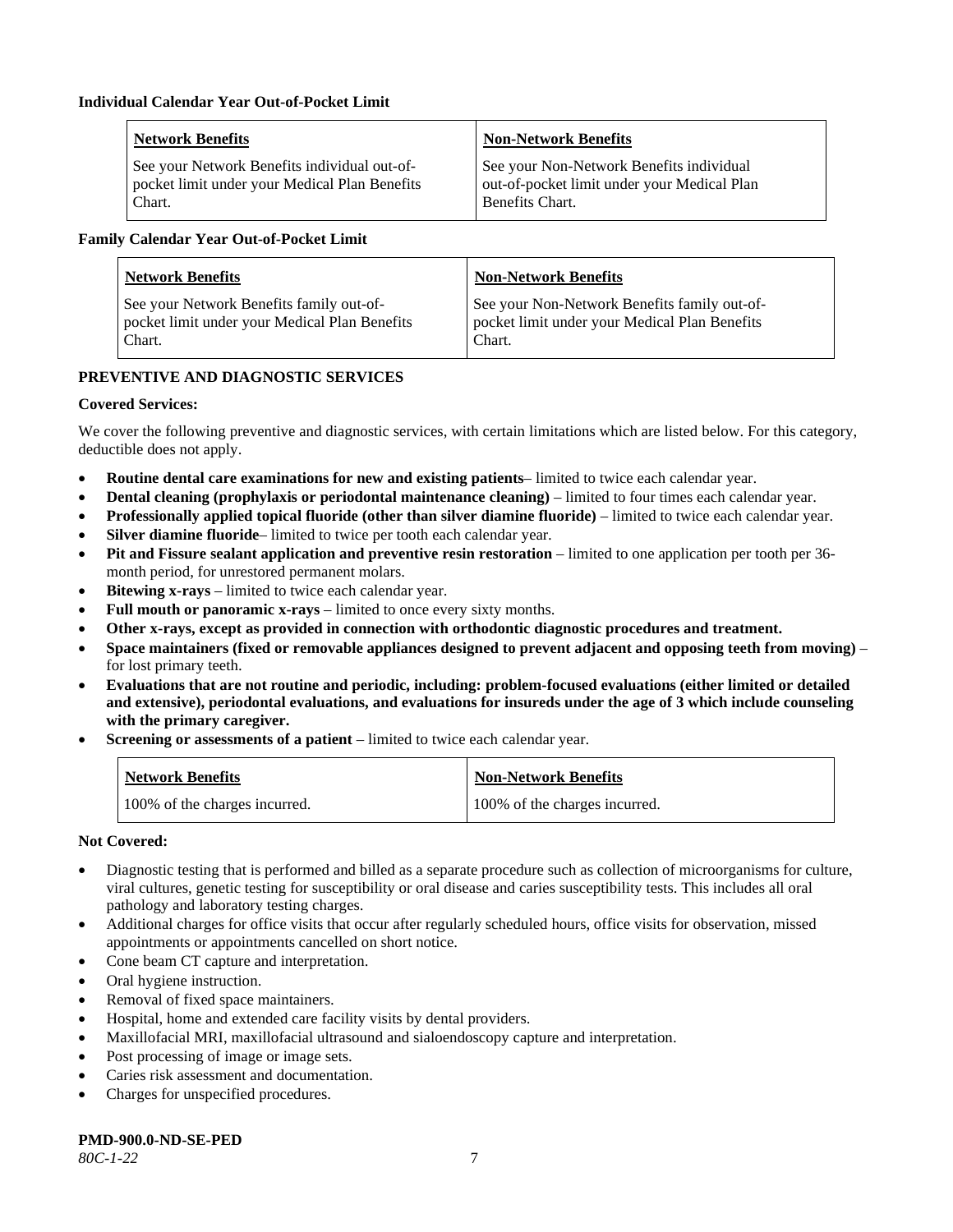**Individual Calendar Year Out-of-Pocket Limit**

| Network Benefits | Non-Network Benefits |
|---|---|
| See your Network Benefits individual out-of-pocket limit under your Medical Plan Benefits Chart. | See your Non-Network Benefits individual out-of-pocket limit under your Medical Plan Benefits Chart. |

**Family Calendar Year Out-of-Pocket Limit**

| Network Benefits | Non-Network Benefits |
|---|---|
| See your Network Benefits family out-of-pocket limit under your Medical Plan Benefits Chart. | See your Non-Network Benefits family out-of-pocket limit under your Medical Plan Benefits Chart. |

**PREVENTIVE AND DIAGNOSTIC SERVICES**

**Covered Services:**

We cover the following preventive and diagnostic services, with certain limitations which are listed below. For this category, deductible does not apply.

- **Routine dental care examinations for new and existing patients**– limited to twice each calendar year.
- **Dental cleaning (prophylaxis or periodontal maintenance cleaning)** – limited to four times each calendar year.
- **Professionally applied topical fluoride (other than silver diamine fluoride)** – limited to twice each calendar year.
- **Silver diamine fluoride**– limited to twice per tooth each calendar year.
- **Pit and Fissure sealant application and preventive resin restoration** – limited to one application per tooth per 36-month period, for unrestored permanent molars.
- **Bitewing x-rays** – limited to twice each calendar year.
- **Full mouth or panoramic x-rays** – limited to once every sixty months.
- **Other x-rays, except as provided in connection with orthodontic diagnostic procedures and treatment.**
- **Space maintainers (fixed or removable appliances designed to prevent adjacent and opposing teeth from moving)** – for lost primary teeth.
- **Evaluations that are not routine and periodic, including: problem-focused evaluations (either limited or detailed and extensive), periodontal evaluations, and evaluations for insureds under the age of 3 which include counseling with the primary caregiver.**
- **Screening or assessments of a patient** – limited to twice each calendar year.

| Network Benefits | Non-Network Benefits |
|---|---|
| 100% of the charges incurred. | 100% of the charges incurred. |

**Not Covered:**

- Diagnostic testing that is performed and billed as a separate procedure such as collection of microorganisms for culture, viral cultures, genetic testing for susceptibility or oral disease and caries susceptibility tests. This includes all oral pathology and laboratory testing charges.
- Additional charges for office visits that occur after regularly scheduled hours, office visits for observation, missed appointments or appointments cancelled on short notice.
- Cone beam CT capture and interpretation.
- Oral hygiene instruction.
- Removal of fixed space maintainers.
- Hospital, home and extended care facility visits by dental providers.
- Maxillofacial MRI, maxillofacial ultrasound and sialoendoscopy capture and interpretation.
- Post processing of image or image sets.
- Caries risk assessment and documentation.
- Charges for unspecified procedures.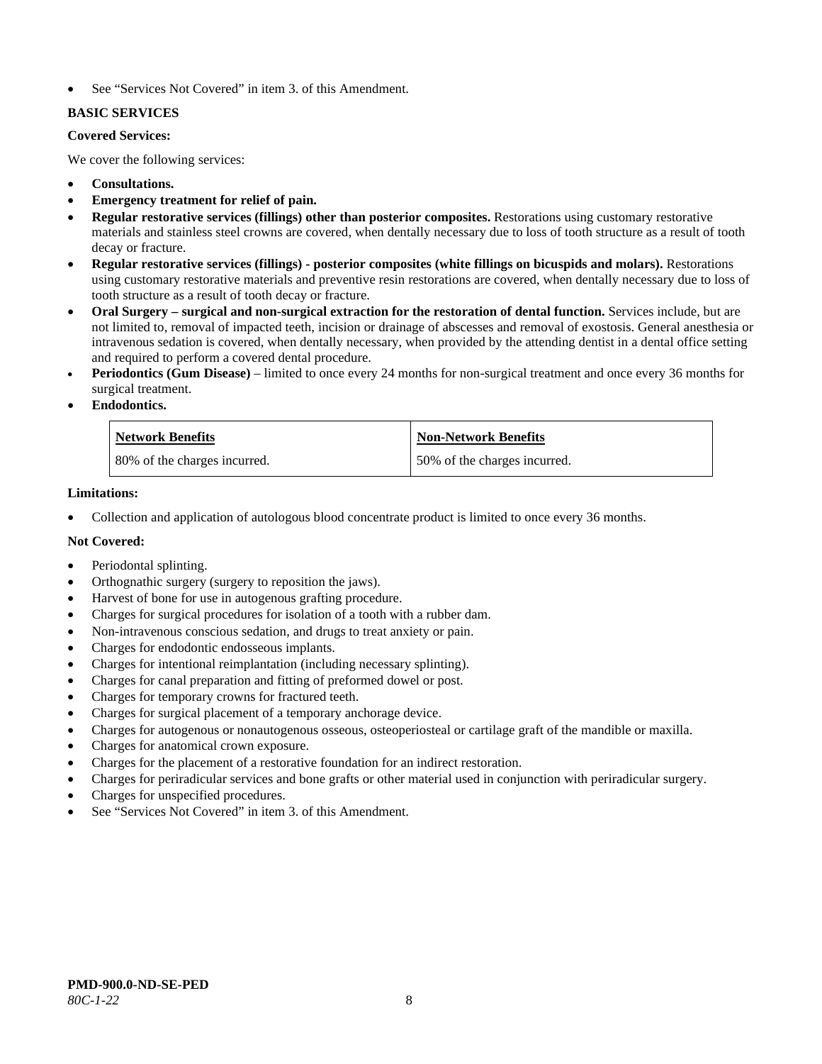- See "Services Not Covered" in item 3. of this Amendment.

**BASIC SERVICES**

**Covered Services:**

We cover the following services:

- **Consultations.**
- **Emergency treatment for relief of pain.**
- **Regular restorative services (fillings) other than posterior composites.** Restorations using customary restorative materials and stainless steel crowns are covered, when dentally necessary due to loss of tooth structure as a result of tooth decay or fracture.
- **Regular restorative services (fillings) - posterior composites (white fillings on bicuspids and molars).** Restorations using customary restorative materials and preventive resin restorations are covered, when dentally necessary due to loss of tooth structure as a result of tooth decay or fracture.
- **Oral Surgery – surgical and non-surgical extraction for the restoration of dental function.** Services include, but are not limited to, removal of impacted teeth, incision or drainage of abscesses and removal of exostosis. General anesthesia or intravenous sedation is covered, when dentally necessary, when provided by the attending dentist in a dental office setting and required to perform a covered dental procedure.
- **Periodontics (Gum Disease)** – limited to once every 24 months for non-surgical treatment and once every 36 months for surgical treatment.
- **Endodontics.**

| Network Benefits | Non-Network Benefits |
|---|---|
| 80% of the charges incurred. | 50% of the charges incurred. |

**Limitations:**

- Collection and application of autologous blood concentrate product is limited to once every 36 months.

**Not Covered:**

- Periodontal splinting.
- Orthognathic surgery (surgery to reposition the jaws).
- Harvest of bone for use in autogenous grafting procedure.
- Charges for surgical procedures for isolation of a tooth with a rubber dam.
- Non-intravenous conscious sedation, and drugs to treat anxiety or pain.
- Charges for endodontic endosseous implants.
- Charges for intentional reimplantation (including necessary splinting).
- Charges for canal preparation and fitting of preformed dowel or post.
- Charges for temporary crowns for fractured teeth.
- Charges for surgical placement of a temporary anchorage device.
- Charges for autogenous or nonautogenous osseous, osteoperiosteal or cartilage graft of the mandible or maxilla.
- Charges for anatomical crown exposure.
- Charges for the placement of a restorative foundation for an indirect restoration.
- Charges for periradicular services and bone grafts or other material used in conjunction with periradicular surgery.
- Charges for unspecified procedures.
- See "Services Not Covered" in item 3. of this Amendment.

**PMD-900.0-ND-SE-PED**
*80C-1-22*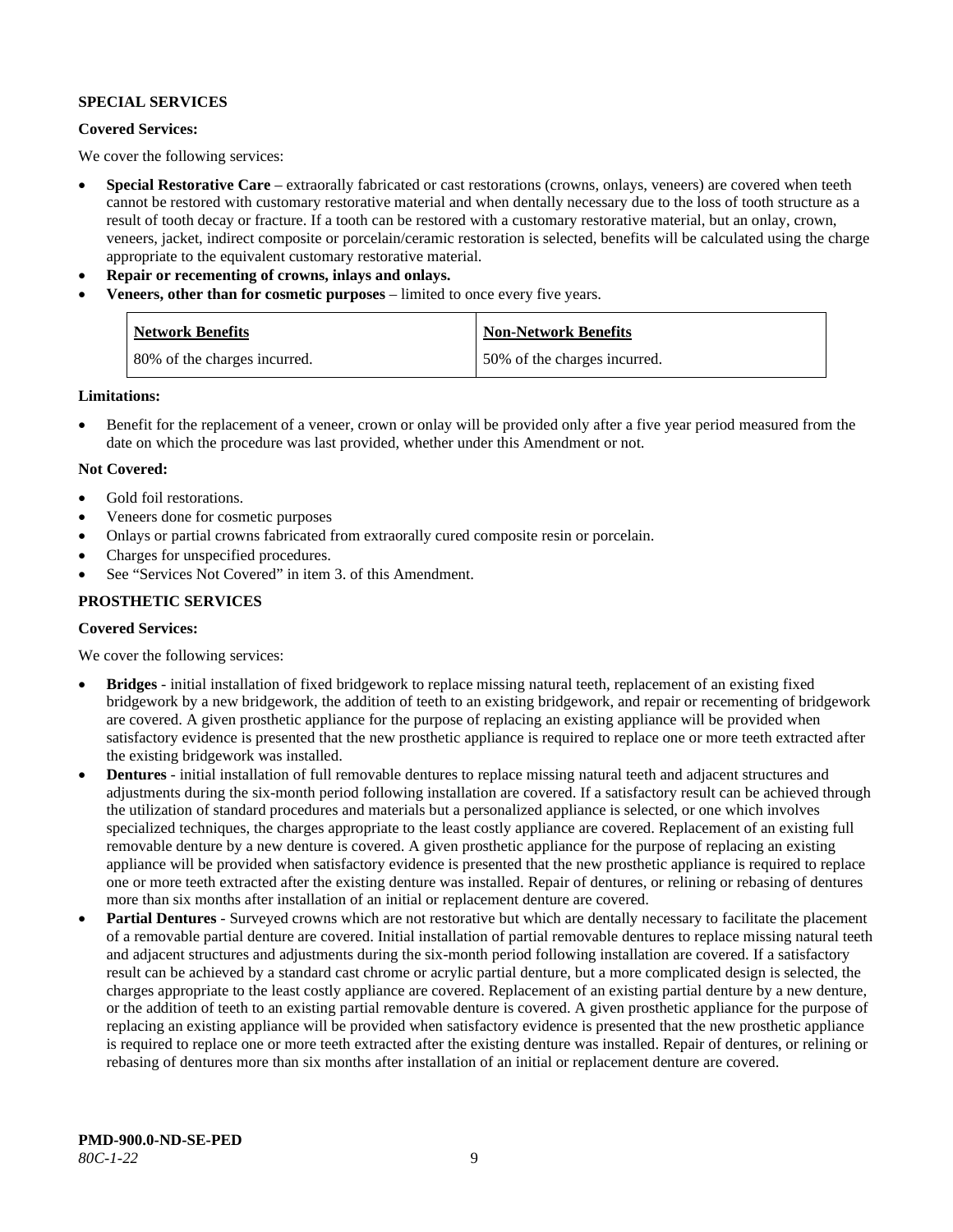**SPECIAL SERVICES**

**Covered Services:**

We cover the following services:

- **Special Restorative Care** – extraorally fabricated or cast restorations (crowns, onlays, veneers) are covered when teeth cannot be restored with customary restorative material and when dentally necessary due to the loss of tooth structure as a result of tooth decay or fracture. If a tooth can be restored with a customary restorative material, but an onlay, crown, veneers, jacket, indirect composite or porcelain/ceramic restoration is selected, benefits will be calculated using the charge appropriate to the equivalent customary restorative material.
- **Repair or recementing of crowns, inlays and onlays.**
- **Veneers, other than for cosmetic purposes** – limited to once every five years.

| Network Benefits | Non-Network Benefits |
|---|---|
| 80% of the charges incurred. | 50% of the charges incurred. |

**Limitations:**

- Benefit for the replacement of a veneer, crown or onlay will be provided only after a five year period measured from the date on which the procedure was last provided, whether under this Amendment or not.

**Not Covered:**

- Gold foil restorations.
- Veneers done for cosmetic purposes
- Onlays or partial crowns fabricated from extraorally cured composite resin or porcelain.
- Charges for unspecified procedures.
- See "Services Not Covered" in item 3. of this Amendment.

**PROSTHETIC SERVICES**

**Covered Services:**

We cover the following services:

- **Bridges** - initial installation of fixed bridgework to replace missing natural teeth, replacement of an existing fixed bridgework by a new bridgework, the addition of teeth to an existing bridgework, and repair or recementing of bridgework are covered. A given prosthetic appliance for the purpose of replacing an existing appliance will be provided when satisfactory evidence is presented that the new prosthetic appliance is required to replace one or more teeth extracted after the existing bridgework was installed.
- **Dentures** - initial installation of full removable dentures to replace missing natural teeth and adjacent structures and adjustments during the six-month period following installation are covered. If a satisfactory result can be achieved through the utilization of standard procedures and materials but a personalized appliance is selected, or one which involves specialized techniques, the charges appropriate to the least costly appliance are covered. Replacement of an existing full removable denture by a new denture is covered. A given prosthetic appliance for the purpose of replacing an existing appliance will be provided when satisfactory evidence is presented that the new prosthetic appliance is required to replace one or more teeth extracted after the existing denture was installed. Repair of dentures, or relining or rebasing of dentures more than six months after installation of an initial or replacement denture are covered.
- **Partial Dentures** - Surveyed crowns which are not restorative but which are dentally necessary to facilitate the placement of a removable partial denture are covered. Initial installation of partial removable dentures to replace missing natural teeth and adjacent structures and adjustments during the six-month period following installation are covered. If a satisfactory result can be achieved by a standard cast chrome or acrylic partial denture, but a more complicated design is selected, the charges appropriate to the least costly appliance are covered. Replacement of an existing partial denture by a new denture, or the addition of teeth to an existing partial removable denture is covered. A given prosthetic appliance for the purpose of replacing an existing appliance will be provided when satisfactory evidence is presented that the new prosthetic appliance is required to replace one or more teeth extracted after the existing denture was installed. Repair of dentures, or relining or rebasing of dentures more than six months after installation of an initial or replacement denture are covered.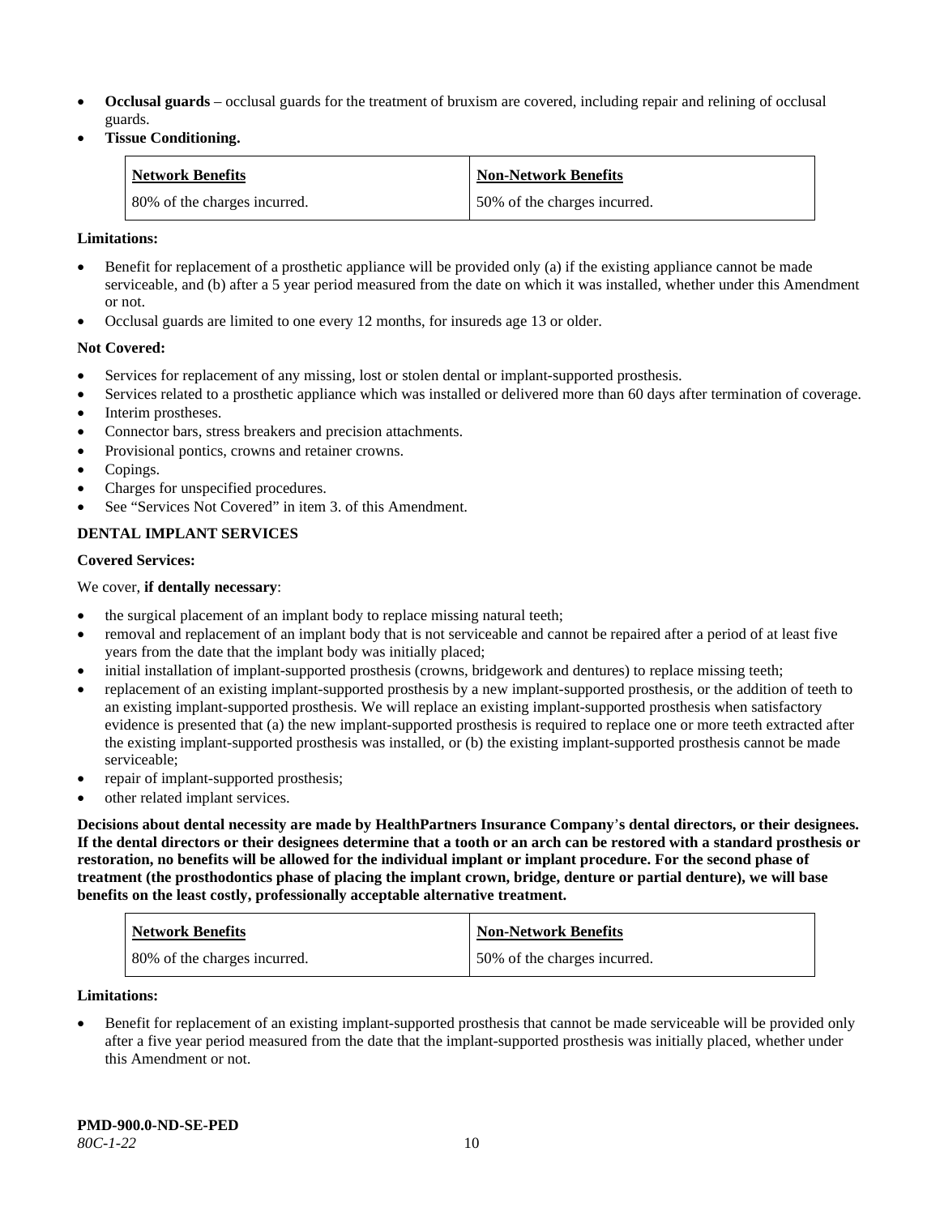- **Occlusal guards** – occlusal guards for the treatment of bruxism are covered, including repair and relining of occlusal guards.
- **Tissue Conditioning.**

| Network Benefits | Non-Network Benefits |
| --- | --- |
| 80% of the charges incurred. | 50% of the charges incurred. |

**Limitations:**

- Benefit for replacement of a prosthetic appliance will be provided only (a) if the existing appliance cannot be made serviceable, and (b) after a 5 year period measured from the date on which it was installed, whether under this Amendment or not.
- Occlusal guards are limited to one every 12 months, for insureds age 13 or older.

**Not Covered:**

- Services for replacement of any missing, lost or stolen dental or implant-supported prosthesis.
- Services related to a prosthetic appliance which was installed or delivered more than 60 days after termination of coverage.
- Interim prostheses.
- Connector bars, stress breakers and precision attachments.
- Provisional pontics, crowns and retainer crowns.
- Copings.
- Charges for unspecified procedures.
- See "Services Not Covered" in item 3. of this Amendment.

**DENTAL IMPLANT SERVICES**

**Covered Services:**

We cover, **if dentally necessary**:

- the surgical placement of an implant body to replace missing natural teeth;
- removal and replacement of an implant body that is not serviceable and cannot be repaired after a period of at least five years from the date that the implant body was initially placed;
- initial installation of implant-supported prosthesis (crowns, bridgework and dentures) to replace missing teeth;
- replacement of an existing implant-supported prosthesis by a new implant-supported prosthesis, or the addition of teeth to an existing implant-supported prosthesis. We will replace an existing implant-supported prosthesis when satisfactory evidence is presented that (a) the new implant-supported prosthesis is required to replace one or more teeth extracted after the existing implant-supported prosthesis was installed, or (b) the existing implant-supported prosthesis cannot be made serviceable;
- repair of implant-supported prosthesis;
- other related implant services.

**Decisions about dental necessity are made by HealthPartners Insurance Company's dental directors, or their designees. If the dental directors or their designees determine that a tooth or an arch can be restored with a standard prosthesis or restoration, no benefits will be allowed for the individual implant or implant procedure. For the second phase of treatment (the prosthodontics phase of placing the implant crown, bridge, denture or partial denture), we will base benefits on the least costly, professionally acceptable alternative treatment.**

| Network Benefits | Non-Network Benefits |
| --- | --- |
| 80% of the charges incurred. | 50% of the charges incurred. |

**Limitations:**

- Benefit for replacement of an existing implant-supported prosthesis that cannot be made serviceable will be provided only after a five year period measured from the date that the implant-supported prosthesis was initially placed, whether under this Amendment or not.

**PMD-900.0-ND-SE-PED**
*80C-1-22*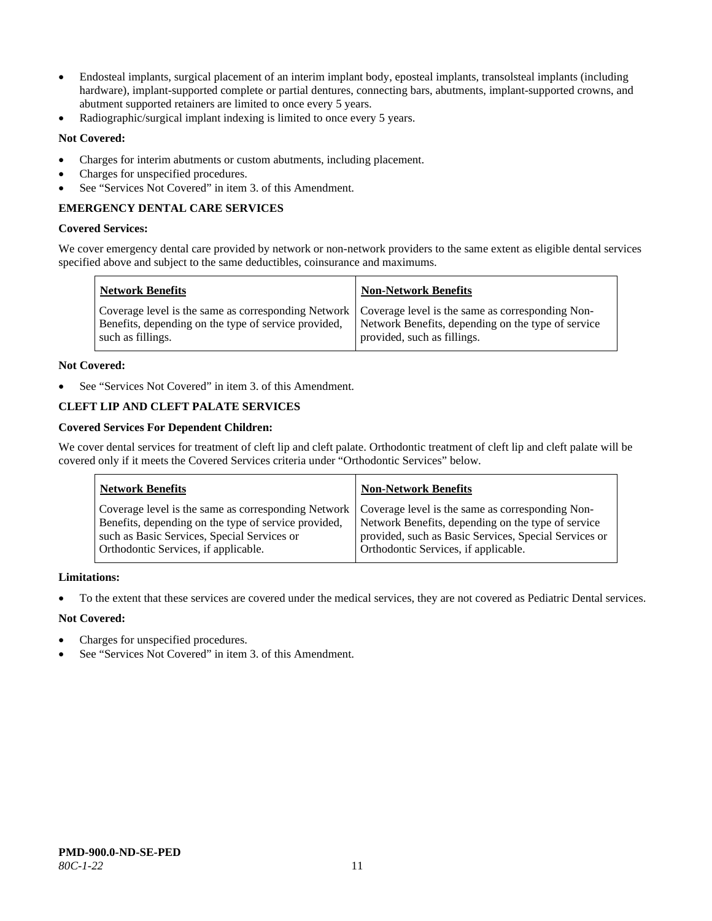- Endosteal implants, surgical placement of an interim implant body, eposteal implants, transolsteal implants (including hardware), implant-supported complete or partial dentures, connecting bars, abutments, implant-supported crowns, and abutment supported retainers are limited to once every 5 years.
- Radiographic/surgical implant indexing is limited to once every 5 years.

**Not Covered:**

- Charges for interim abutments or custom abutments, including placement.
- Charges for unspecified procedures.
- See "Services Not Covered" in item 3. of this Amendment.

**EMERGENCY DENTAL CARE SERVICES**

**Covered Services:**

We cover emergency dental care provided by network or non-network providers to the same extent as eligible dental services specified above and subject to the same deductibles, coinsurance and maximums.

| Network Benefits | Non-Network Benefits |
|---|---|
| Coverage level is the same as corresponding Network Benefits, depending on the type of service provided, such as fillings. | Coverage level is the same as corresponding Non-Network Benefits, depending on the type of service provided, such as fillings. |

**Not Covered:**

- See "Services Not Covered" in item 3. of this Amendment.

**CLEFT LIP AND CLEFT PALATE SERVICES**

**Covered Services For Dependent Children:**

We cover dental services for treatment of cleft lip and cleft palate. Orthodontic treatment of cleft lip and cleft palate will be covered only if it meets the Covered Services criteria under "Orthodontic Services" below.

| Network Benefits | Non-Network Benefits |
|---|---|
| Coverage level is the same as corresponding Network Benefits, depending on the type of service provided, such as Basic Services, Special Services or Orthodontic Services, if applicable. | Coverage level is the same as corresponding Non-Network Benefits, depending on the type of service provided, such as Basic Services, Special Services or Orthodontic Services, if applicable. |

**Limitations:**

- To the extent that these services are covered under the medical services, they are not covered as Pediatric Dental services.

**Not Covered:**

- Charges for unspecified procedures.
- See "Services Not Covered" in item 3. of this Amendment.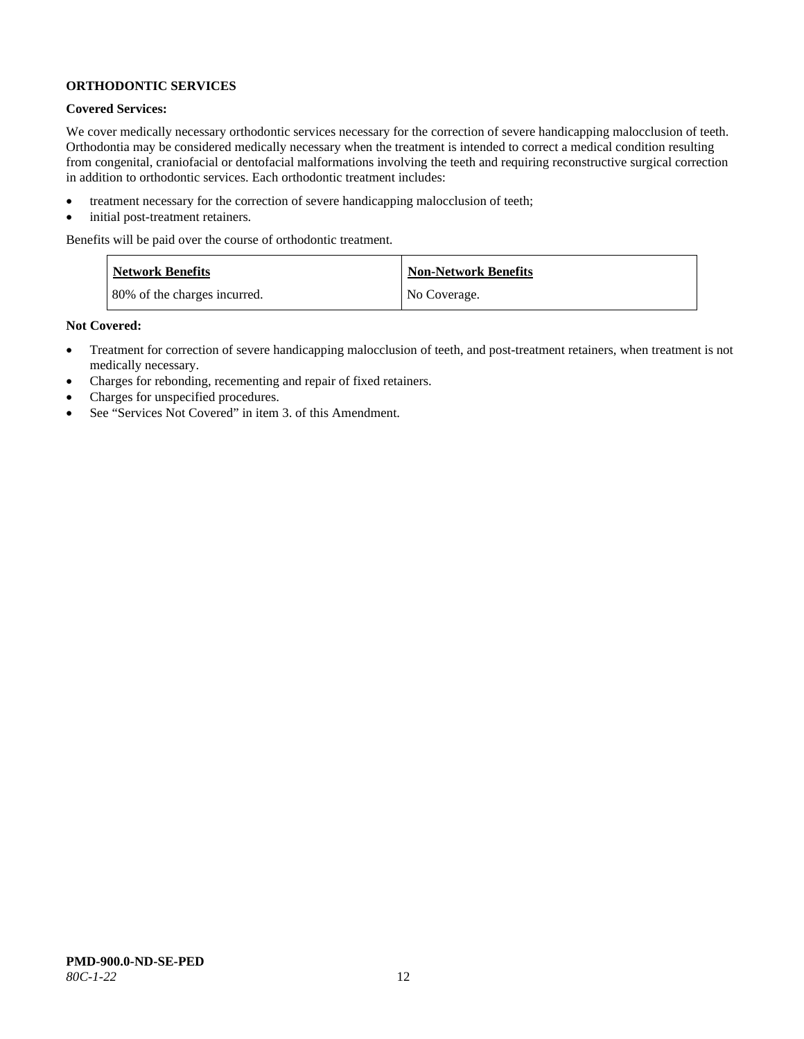**ORTHODONTIC SERVICES**

**Covered Services:**

We cover medically necessary orthodontic services necessary for the correction of severe handicapping malocclusion of teeth. Orthodontia may be considered medically necessary when the treatment is intended to correct a medical condition resulting from congenital, craniofacial or dentofacial malformations involving the teeth and requiring reconstructive surgical correction in addition to orthodontic services. Each orthodontic treatment includes:

- treatment necessary for the correction of severe handicapping malocclusion of teeth;
- initial post-treatment retainers.

Benefits will be paid over the course of orthodontic treatment.

| Network Benefits | Non-Network Benefits |
|---|---|
| 80% of the charges incurred. | No Coverage. |

**Not Covered:**

- Treatment for correction of severe handicapping malocclusion of teeth, and post-treatment retainers, when treatment is not medically necessary.
- Charges for rebonding, recementing and repair of fixed retainers.
- Charges for unspecified procedures.
- See "Services Not Covered" in item 3. of this Amendment.

**PMD-900.0-ND-SE-PED**
*80C-1-22*